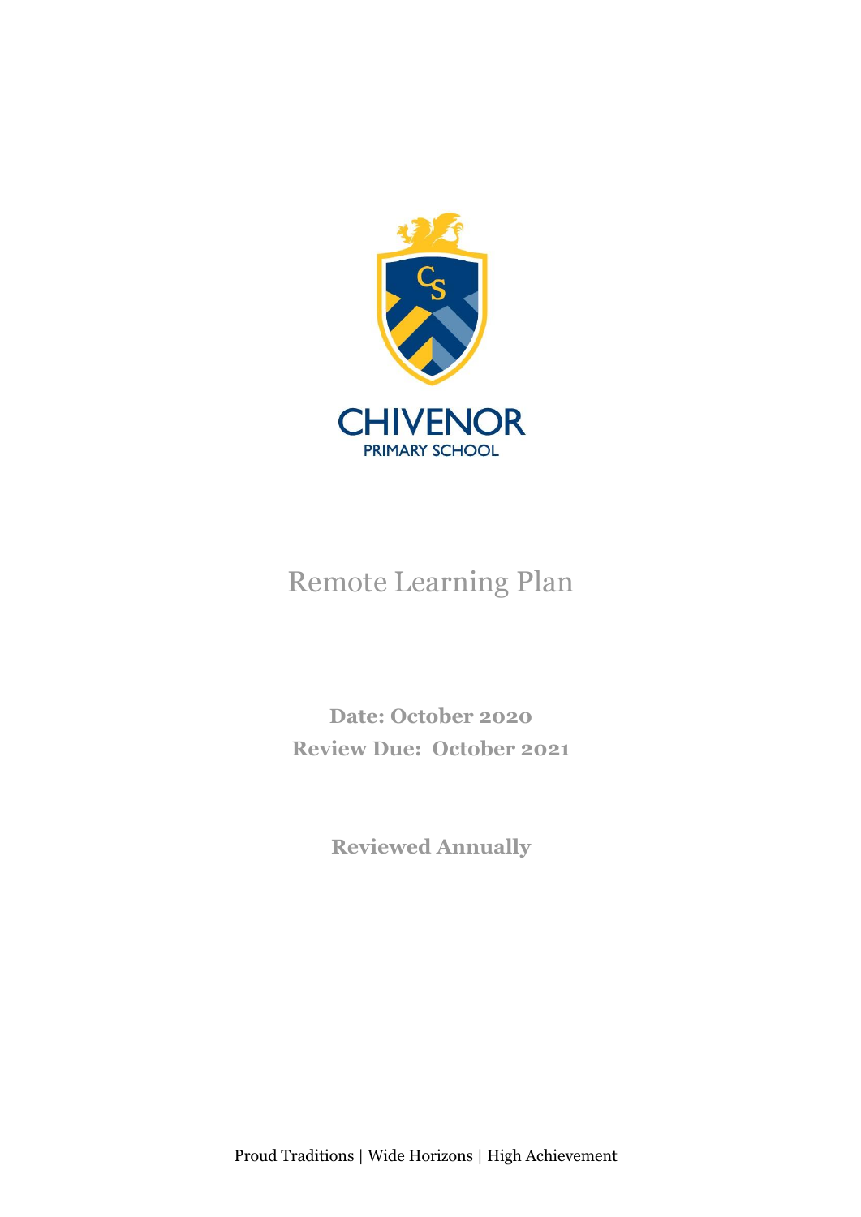CHIVENOR

PRIMARY SCHOOL

# Remote Learning Plan

**Date: October 2020**

**Review Due: October 2021**

**Reviewed Annually**

Proud Traditions | Wide Horizons | High Achievement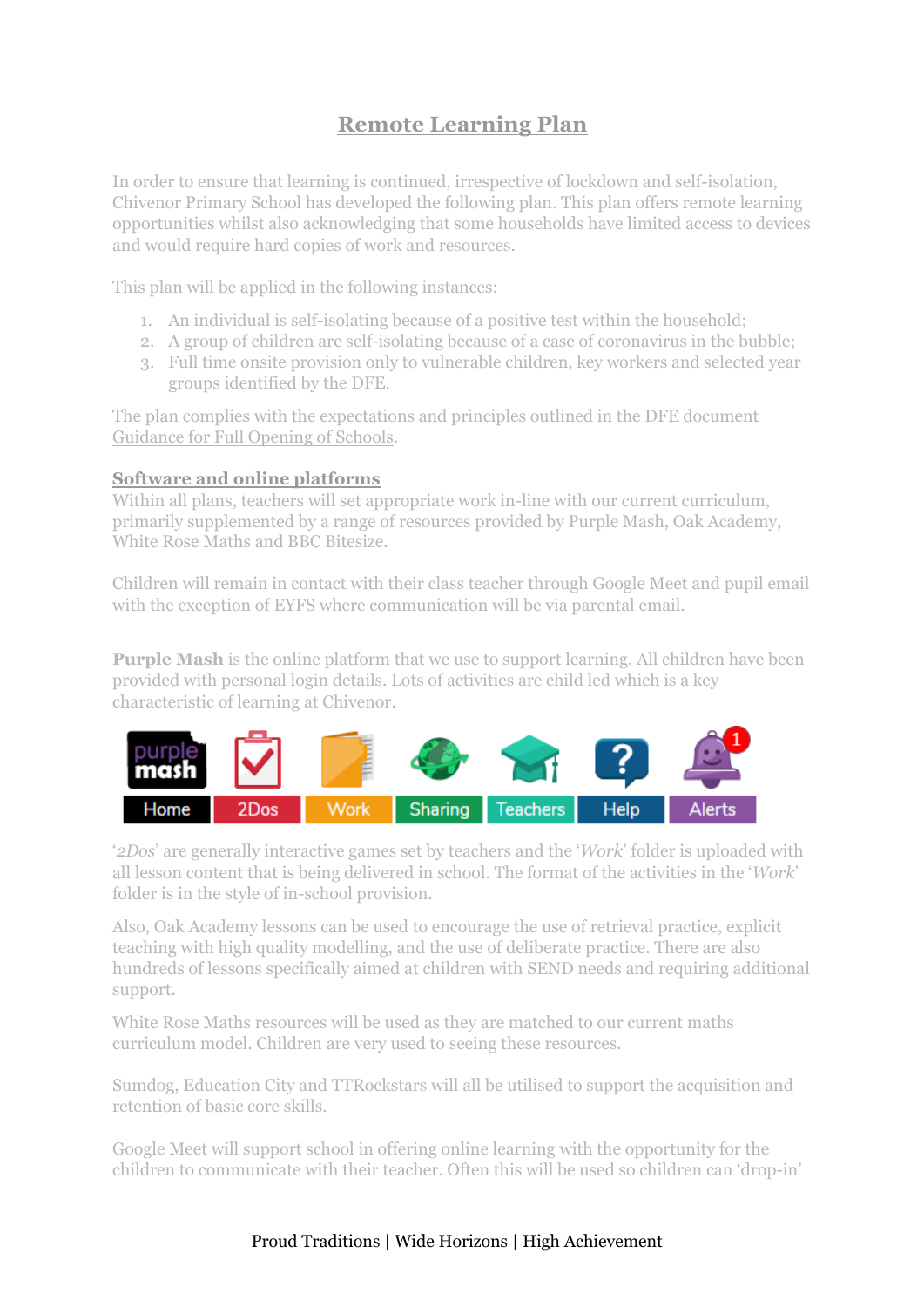// Remote Learning Plan

# Remote Learning Plan

In order to ensure that learning is continued, irrespective of lockdown and self-isolation, Chivenor Primary School has developed the following plan. This plan offers remote learning opportunities whilst also acknowledging that some households have limited access to devices and would require hard copies of work and resources.

This plan will be applied in the following instances:

1. An individual is self-isolating because of a positive test within the household;
2. A group of children are self-isolating because of a case of coronavirus in the bubble;
3. Full time onsite provision only to vulnerable children, key workers and selected year groups identified by the DFE.

The plan complies with the expectations and principles outlined in the DFE document Guidance for Full Opening of Schools.

## Software and online platforms

Within all plans, teachers will set appropriate work in-line with our current curriculum, primarily supplemented by a range of resources provided by Purple Mash, Oak Academy, White Rose Maths and BBC Bitesize.

Children will remain in contact with their class teacher through Google Meet and pupil email with the exception of EYFS where communication will be via parental email.

**Purple Mash** is the online platform that we use to support learning. All children have been provided with personal login details. Lots of activities are child led which is a key characteristic of learning at Chivenor.

Home | 2Dos | Work | Sharing | Teachers | Help | Alerts

'*2Dos*' are generally interactive games set by teachers and the '*Work*' folder is uploaded with all lesson content that is being delivered in school. The format of the activities in the '*Work*' folder is in the style of in-school provision.

Also, Oak Academy lessons can be used to encourage the use of retrieval practice, explicit teaching with high quality modelling, and the use of deliberate practice. There are also hundreds of lessons specifically aimed at children with SEND needs and requiring additional support.

White Rose Maths resources will be used as they are matched to our current maths curriculum model. Children are very used to seeing these resources.

Sumdog, Education City and TTRockstars will all be utilised to support the acquisition and retention of basic core skills.

Google Meet will support school in offering online learning with the opportunity for the children to communicate with their teacher. Often this will be used so children can 'drop-in'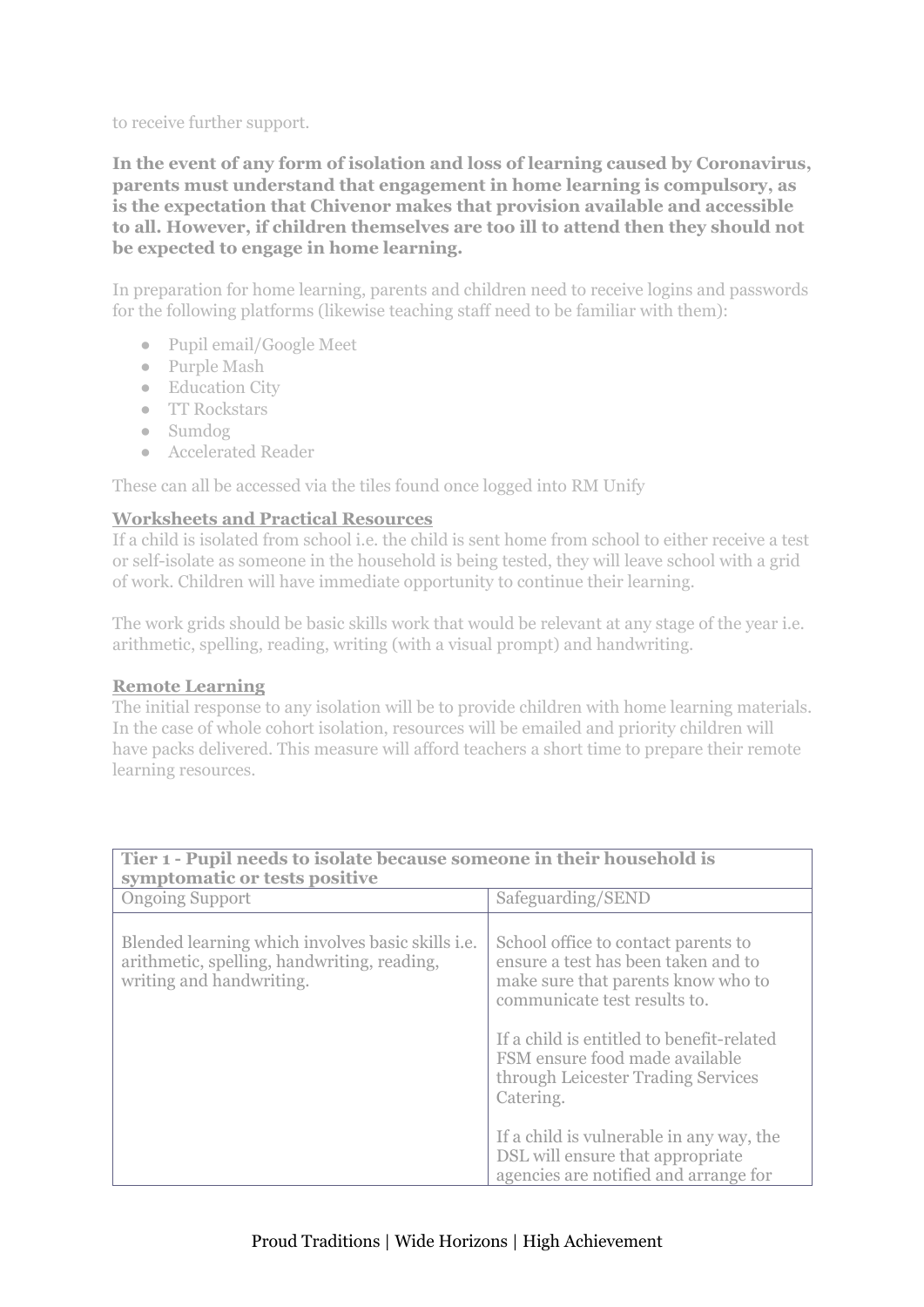to receive further support.

**In the event of any form of isolation and loss of learning caused by Coronavirus, parents must understand that engagement in home learning is compulsory, as is the expectation that Chivenor makes that provision available and accessible to all. However, if children themselves are too ill to attend then they should not be expected to engage in home learning.**

In preparation for home learning, parents and children need to receive logins and passwords for the following platforms (likewise teaching staff need to be familiar with them):

- Pupil email/Google Meet
- Purple Mash
- Education City
- TT Rockstars
- Sumdog
- Accelerated Reader

These can all be accessed via the tiles found once logged into RM Unify

**Worksheets and Practical Resources**

If a child is isolated from school i.e. the child is sent home from school to either receive a test or self-isolate as someone in the household is being tested, they will leave school with a grid of work. Children will have immediate opportunity to continue their learning.

The work grids should be basic skills work that would be relevant at any stage of the year i.e. arithmetic, spelling, reading, writing (with a visual prompt) and handwriting.

**Remote Learning**

The initial response to any isolation will be to provide children with home learning materials. In the case of whole cohort isolation, resources will be emailed and priority children will have packs delivered. This measure will afford teachers a short time to prepare their remote learning resources.

| **Tier 1 - Pupil needs to isolate because someone in their household is symptomatic or tests positive** | |
|---|---|
| Ongoing Support | Safeguarding/SEND |
| Blended learning which involves basic skills i.e. arithmetic, spelling, handwriting, reading, writing and handwriting. | School office to contact parents to ensure a test has been taken and to make sure that parents know who to communicate test results to.<br><br>If a child is entitled to benefit-related FSM ensure food made available through Leicester Trading Services Catering.<br><br>If a child is vulnerable in any way, the DSL will ensure that appropriate agencies are notified and arrange for |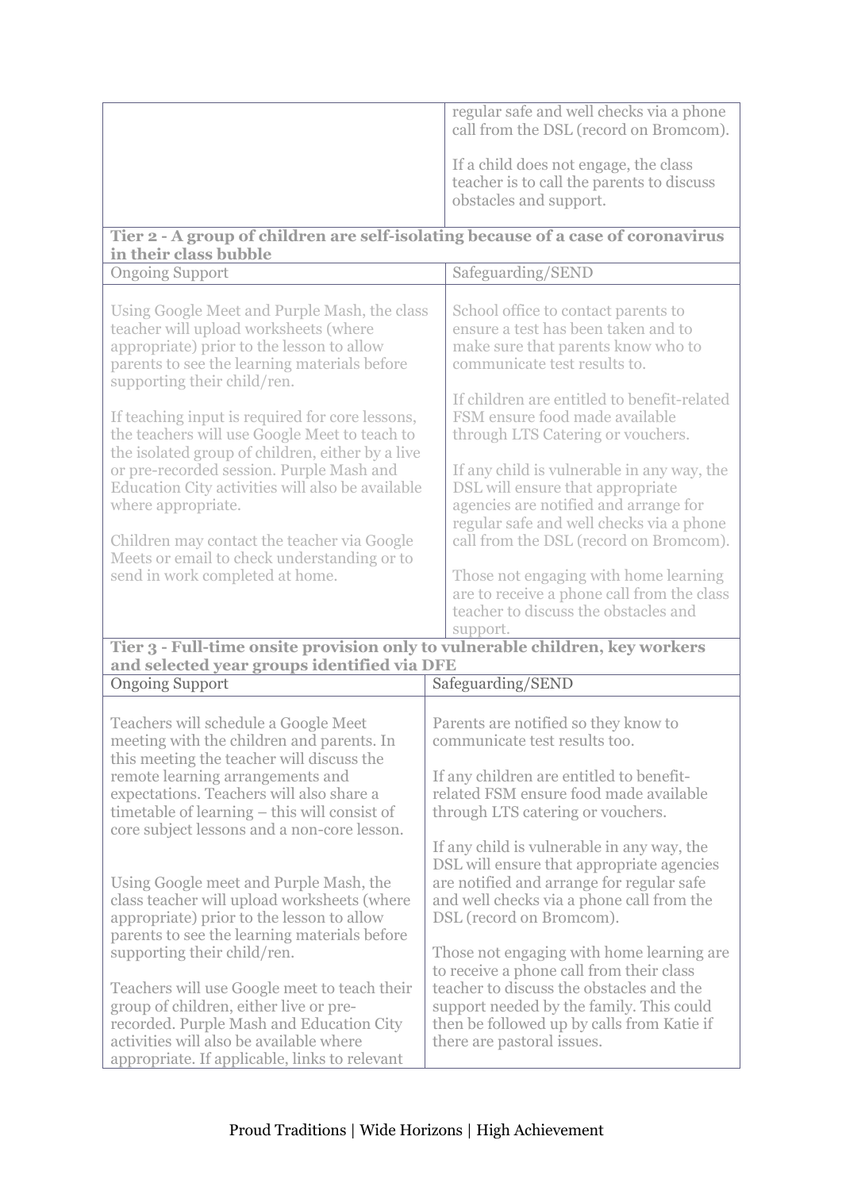| | |
|---|---|
| | regular safe and well checks via a phone call from the DSL (record on Bromcom).<br><br>If a child does not engage, the class teacher is to call the parents to discuss obstacles and support. |

| **Tier 2 - A group of children are self-isolating because of a case of coronavirus in their class bubble** | |
|---|---|
| Ongoing Support | Safeguarding/SEND |
| Using Google Meet and Purple Mash, the class teacher will upload worksheets (where appropriate) prior to the lesson to allow parents to see the learning materials before supporting their child/ren.<br><br>If teaching input is required for core lessons, the teachers will use Google Meet to teach to the isolated group of children, either by a live or pre-recorded session. Purple Mash and Education City activities will also be available where appropriate.<br><br>Children may contact the teacher via Google Meets or email to check understanding or to send in work completed at home. | School office to contact parents to ensure a test has been taken and to make sure that parents know who to communicate test results to.<br><br>If children are entitled to benefit-related FSM ensure food made available through LTS Catering or vouchers.<br><br>If any child is vulnerable in any way, the DSL will ensure that appropriate agencies are notified and arrange for regular safe and well checks via a phone call from the DSL (record on Bromcom).<br><br>Those not engaging with home learning are to receive a phone call from the class teacher to discuss the obstacles and support. |

| **Tier 3 - Full-time onsite provision only to vulnerable children, key workers and selected year groups identified via DFE** | |
|---|---|
| Ongoing Support | Safeguarding/SEND |
| Teachers will schedule a Google Meet meeting with the children and parents. In this meeting the teacher will discuss the remote learning arrangements and expectations. Teachers will also share a timetable of learning – this will consist of core subject lessons and a non-core lesson.<br><br>Using Google meet and Purple Mash, the class teacher will upload worksheets (where appropriate) prior to the lesson to allow parents to see the learning materials before supporting their child/ren.<br><br>Teachers will use Google meet to teach their group of children, either live or pre-recorded. Purple Mash and Education City activities will also be available where appropriate. If applicable, links to relevant | Parents are notified so they know to communicate test results too.<br><br>If any children are entitled to benefit-related FSM ensure food made available through LTS catering or vouchers.<br><br>If any child is vulnerable in any way, the DSL will ensure that appropriate agencies are notified and arrange for regular safe and well checks via a phone call from the DSL (record on Bromcom).<br><br>Those not engaging with home learning are to receive a phone call from their class teacher to discuss the obstacles and the support needed by the family. This could then be followed up by calls from Katie if there are pastoral issues. |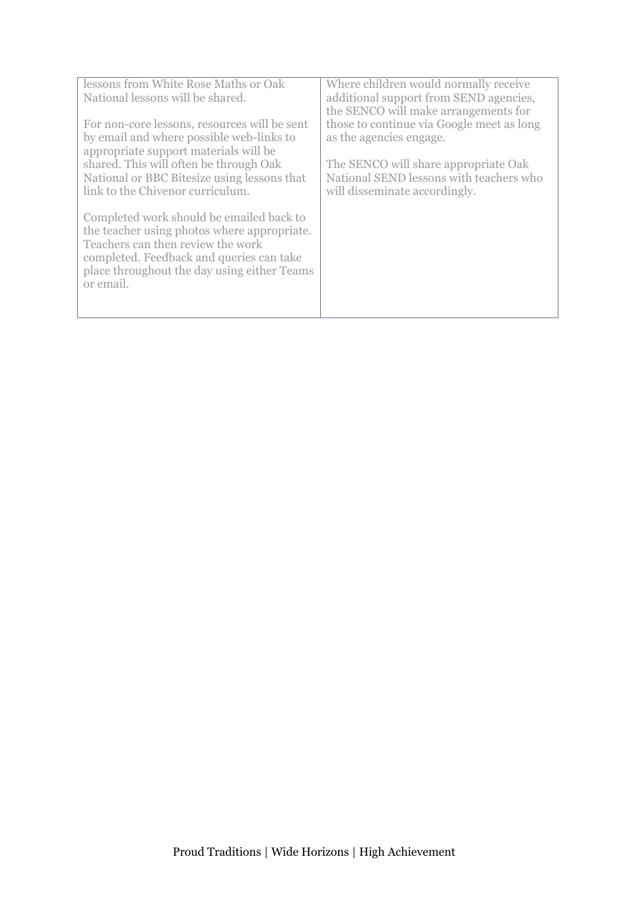| | |
|---|---|
| lessons from White Rose Maths or Oak National lessons will be shared.<br><br>For non-core lessons, resources will be sent by email and where possible web-links to appropriate support materials will be shared. This will often be through Oak National or BBC Bitesize using lessons that link to the Chivenor curriculum.<br><br>Completed work should be emailed back to the teacher using photos where appropriate. Teachers can then review the work completed. Feedback and queries can take place throughout the day using either Teams or email. | Where children would normally receive additional support from SEND agencies, the SENCO will make arrangements for those to continue via Google meet as long as the agencies engage.<br><br>The SENCO will share appropriate Oak National SEND lessons with teachers who will disseminate accordingly. |